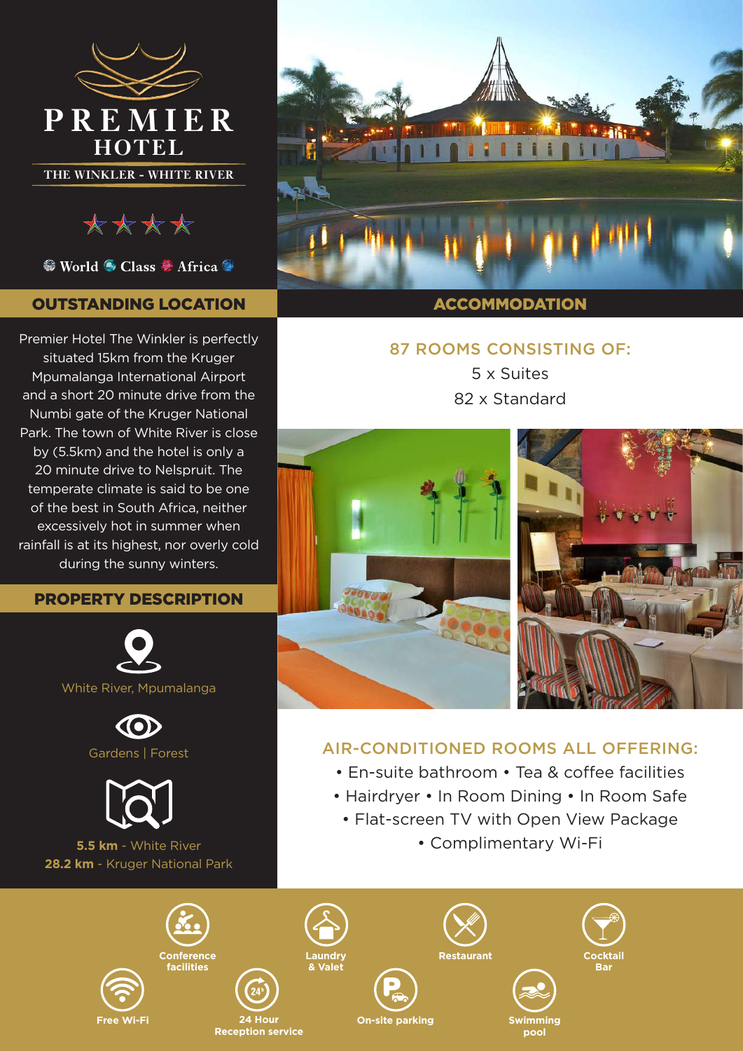# PREMIER HOTEL

THE WINKLER - WHITE RIVER

World Class Africa

## OUTSTANDING LOCATION

Premier Hotel The Winkler is perfectly situated 15km from the Kruger Mpumalanga International Airport and a short 20 minute drive from the Numbi gate of the Kruger National Park. The town of White River is close by (5.5km) and the hotel is only a 20 minute drive to Nelspruit. The temperate climate is said to be one of the best in South Africa, neither excessively hot in summer when rainfall is at its highest, nor overly cold during the sunny winters.

## PROPERTY DESCRIPTION

White River, Mpumalanga

Gardens | Forest

**5.5 km** - White River

**28.2 km** - Kruger National Park

## ACCOMMODATION

### 87 ROOMS CONSISTING OF:

5 x Suites

82 x Standard

### AIR-CONDITIONED ROOMS ALL OFFERING:

- En-suite bathroom
- Tea & coffee facilities
- Hairdryer
- In Room Dining
- In Room Safe
- Flat-screen TV with Open View Package
- Complimentary Wi-Fi

Conference facilities | Laundry & Valet | Restaurant | Cocktail Bar | Free Wi-Fi | 24 Hour Reception service | On-site parking | Swimming pool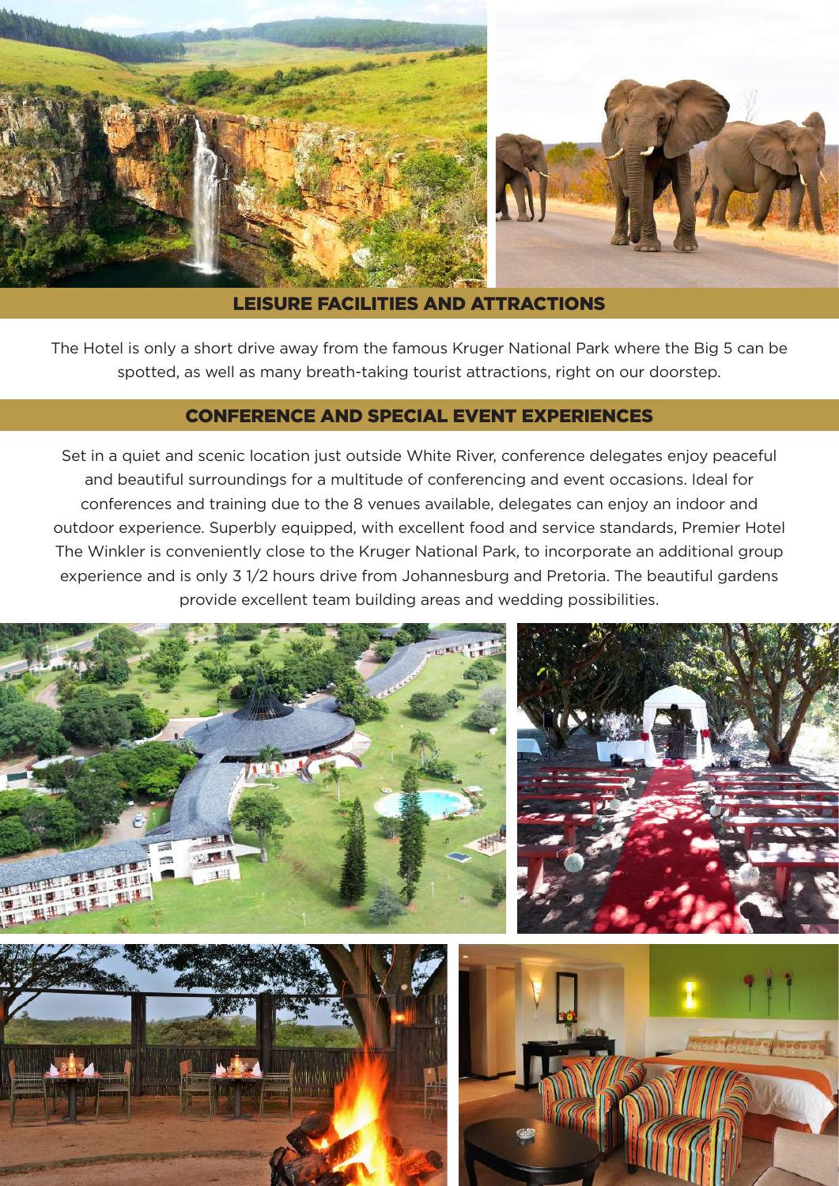## LEISURE FACILITIES AND ATTRACTIONS

The Hotel is only a short drive away from the famous Kruger National Park where the Big 5 can be spotted, as well as many breath-taking tourist attractions, right on our doorstep.

## CONFERENCE AND SPECIAL EVENT EXPERIENCES

Set in a quiet and scenic location just outside White River, conference delegates enjoy peaceful and beautiful surroundings for a multitude of conferencing and event occasions. Ideal for conferences and training due to the 8 venues available, delegates can enjoy an indoor and outdoor experience. Superbly equipped, with excellent food and service standards, Premier Hotel The Winkler is conveniently close to the Kruger National Park, to incorporate an additional group experience and is only 3 1/2 hours drive from Johannesburg and Pretoria. The beautiful gardens provide excellent team building areas and wedding possibilities.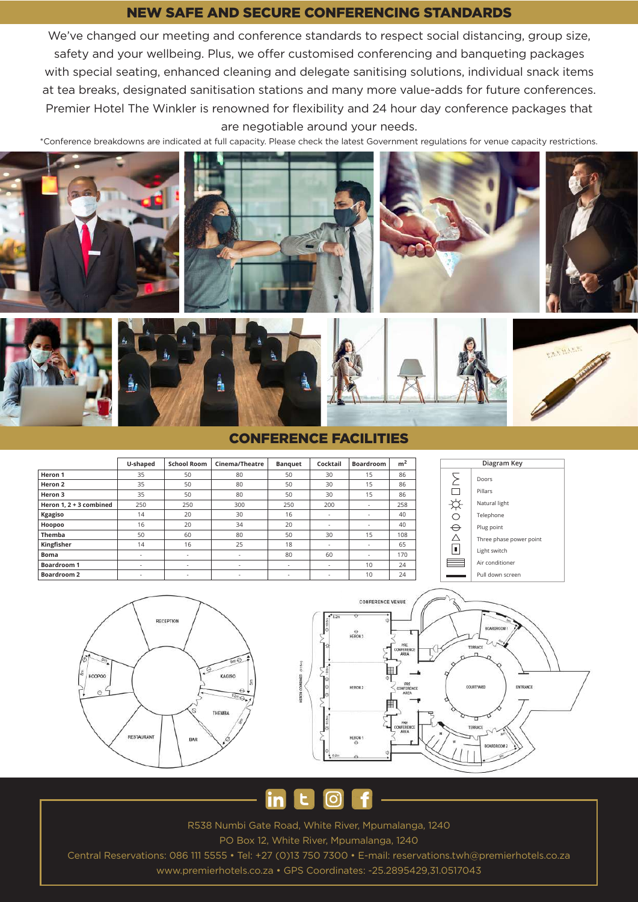## NEW SAFE AND SECURE CONFERENCING STANDARDS

We've changed our meeting and conference standards to respect social distancing, group size, safety and your wellbeing. Plus, we offer customised conferencing and banqueting packages with special seating, enhanced cleaning and delegate sanitising solutions, individual snack items at tea breaks, designated sanitisation stations and many more value-adds for future conferences. Premier Hotel The Winkler is renowned for flexibility and 24 hour day conference packages that are negotiable around your needs.

*Conference breakdowns are indicated at full capacity. Please check the latest Government regulations for venue capacity restrictions.

## CONFERENCE FACILITIES

| | U-shaped | School Room | Cinema/Theatre | Banquet | Cocktail | Boardroom | $m^2$ |
|---|---|---|---|---|---|---|---|
| **Heron 1** | 35 | 50 | 80 | 50 | 30 | 15 | 86 |
| **Heron 2** | 35 | 50 | 80 | 50 | 30 | 15 | 86 |
| **Heron 3** | 35 | 50 | 80 | 50 | 30 | 15 | 86 |
| **Heron 1, 2 + 3 combined** | 250 | 250 | 300 | 250 | 200 | - | 258 |
| **Kgagiso** | 14 | 20 | 30 | 16 | - | - | 40 |
| **Hoopoo** | 16 | 20 | 34 | 20 | - | - | 40 |
| **Themba** | 50 | 60 | 80 | 50 | 30 | 15 | 108 |
| **Kingfisher** | 14 | 16 | 25 | 18 | - | - | 65 |
| **Boma** | - | - | - | 80 | 60 | - | 170 |
| **Boardroom 1** | - | - | - | - | - | 10 | 24 |
| **Boardroom 2** | - | - | - | - | - | 10 | 24 |

**Diagram Key**

- Doors
- Pillars
- Natural light
- Telephone
- Plug point
- Three phase power point
- Light switch
- Air conditioner
- Pull down screen

RECEPTION
HOOPOO
KAGISO
THEMBA
RESTAURANT
BAR

CONFERENCE VENUE
HERON 3
HERON 2
HERON 1
PRE CONFERENCE AREA
HERON COMBINED
BOARDROOM 1
TERRACE
COURTYARD
ENTRANCE
BOARDROOM 2

R538 Numbi Gate Road, White River, Mpumalanga, 1240
PO Box 12, White River, Mpumalanga, 1240
Central Reservations: 086 111 5555 • Tel: +27 (0)13 750 7300 • E-mail: reservations.twh@premierhotels.co.za
www.premierhotels.co.za • GPS Coordinates: -25.2895429,31.0517043